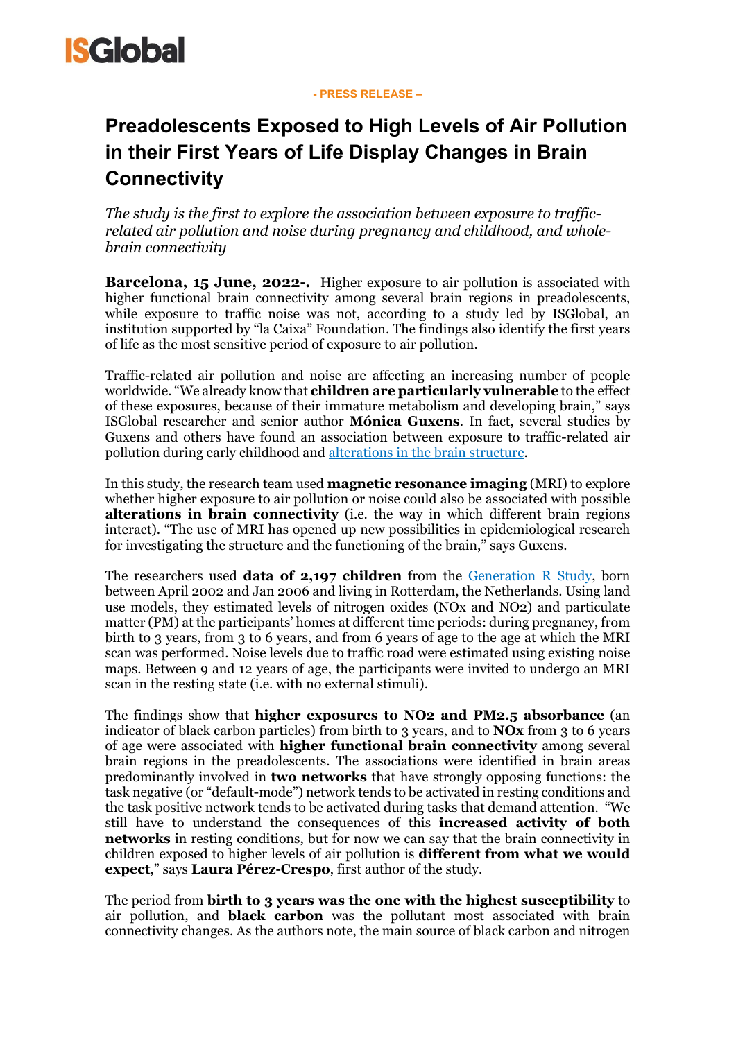ISGlobal

**- PRESS RELEASE –**

# Preadolescents Exposed to High Levels of Air Pollution in their First Years of Life Display Changes in Brain Connectivity

*The study is the first to explore the association between exposure to traffic-related air pollution and noise during pregnancy and childhood, and whole-brain connectivity*

**Barcelona, 15 June, 2022-.** Higher exposure to air pollution is associated with higher functional brain connectivity among several brain regions in preadolescents, while exposure to traffic noise was not, according to a study led by ISGlobal, an institution supported by "la Caixa" Foundation. The findings also identify the first years of life as the most sensitive period of exposure to air pollution.

Traffic-related air pollution and noise are affecting an increasing number of people worldwide. "We already know that **children are particularly vulnerable** to the effect of these exposures, because of their immature metabolism and developing brain," says ISGlobal researcher and senior author **Mónica Guxens**. In fact, several studies by Guxens and others have found an association between exposure to traffic-related air pollution during early childhood and [alterations in the brain structure](#).

In this study, the research team used **magnetic resonance imaging** (MRI) to explore whether higher exposure to air pollution or noise could also be associated with possible **alterations in brain connectivity** (i.e. the way in which different brain regions interact). "The use of MRI has opened up new possibilities in epidemiological research for investigating the structure and the functioning of the brain," says Guxens.

The researchers used **data of 2,197 children** from the [Generation R Study](#), born between April 2002 and Jan 2006 and living in Rotterdam, the Netherlands. Using land use models, they estimated levels of nitrogen oxides (NOx and $NO_2$) and particulate matter (PM) at the participants' homes at different time periods: during pregnancy, from birth to 3 years, from 3 to 6 years, and from 6 years of age to the age at which the MRI scan was performed. Noise levels due to traffic road were estimated using existing noise maps. Between 9 and 12 years of age, the participants were invited to undergo an MRI scan in the resting state (i.e. with no external stimuli).

The findings show that **higher exposures to $NO_2$ and $PM_{2.5}$ absorbance** (an indicator of black carbon particles) from birth to 3 years, and to **NOx** from 3 to 6 years of age were associated with **higher functional brain connectivity** among several brain regions in the preadolescents. The associations were identified in brain areas predominantly involved in **two networks** that have strongly opposing functions: the task negative (or "default-mode") network tends to be activated in resting conditions and the task positive network tends to be activated during tasks that demand attention. "We still have to understand the consequences of this **increased activity of both networks** in resting conditions, but for now we can say that the brain connectivity in children exposed to higher levels of air pollution is **different from what we would expect**," says **Laura Pérez-Crespo**, first author of the study.

The period from **birth to 3 years was the one with the highest susceptibility** to air pollution, and **black carbon** was the pollutant most associated with brain connectivity changes. As the authors note, the main source of black carbon and nitrogen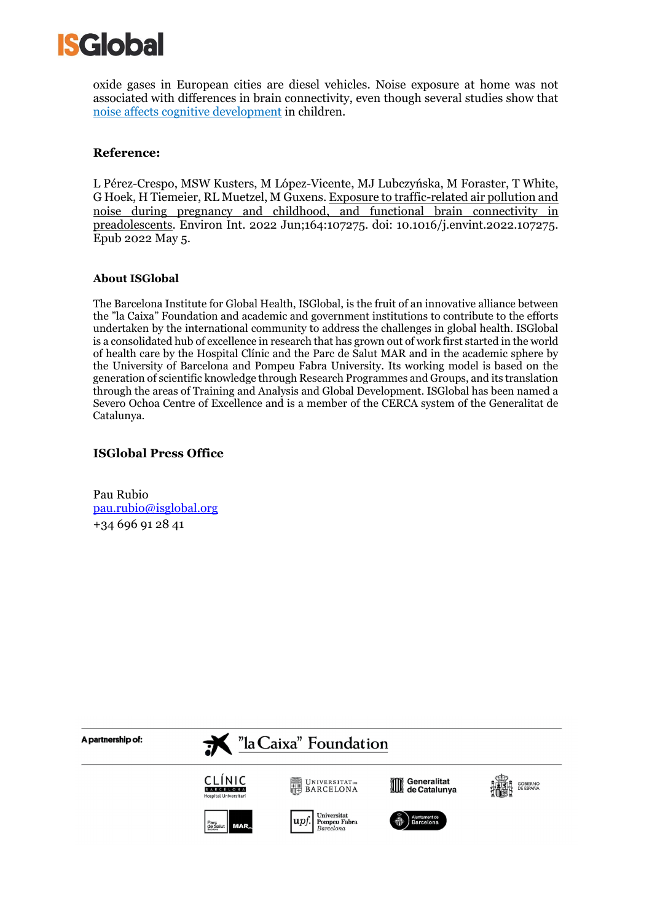oxide gases in European cities are diesel vehicles. Noise exposure at home was not associated with differences in brain connectivity, even though several studies show that noise affects cognitive development in children.

**Reference:**

L Pérez-Crespo, MSW Kusters, M López-Vicente, MJ Lubczyńska, M Foraster, T White, G Hoek, H Tiemeier, RL Muetzel, M Guxens. Exposure to traffic-related air pollution and noise during pregnancy and childhood, and functional brain connectivity in preadolescents. Environ Int. 2022 Jun;164:107275. doi: 10.1016/j.envint.2022.107275. Epub 2022 May 5.

**About ISGlobal**

The Barcelona Institute for Global Health, ISGlobal, is the fruit of an innovative alliance between the "la Caixa" Foundation and academic and government institutions to contribute to the efforts undertaken by the international community to address the challenges in global health. ISGlobal is a consolidated hub of excellence in research that has grown out of work first started in the world of health care by the Hospital Clínic and the Parc de Salut MAR and in the academic sphere by the University of Barcelona and Pompeu Fabra University. Its working model is based on the generation of scientific knowledge through Research Programmes and Groups, and its translation through the areas of Training and Analysis and Global Development. ISGlobal has been named a Severo Ochoa Centre of Excellence and is a member of the CERCA system of the Generalitat de Catalunya.

**ISGlobal Press Office**

Pau Rubio
pau.rubio@isglobal.org
+34 696 91 28 41

A partnership of:

"la Caixa" Foundation

CLÍNIC BARCELONA Hospital Universitari · Universitat de Barcelona · Generalitat de Catalunya · Gobierno de España · Parc de Salut MAR · upf. Universitat Pompeu Fabra Barcelona · Ajuntament de Barcelona